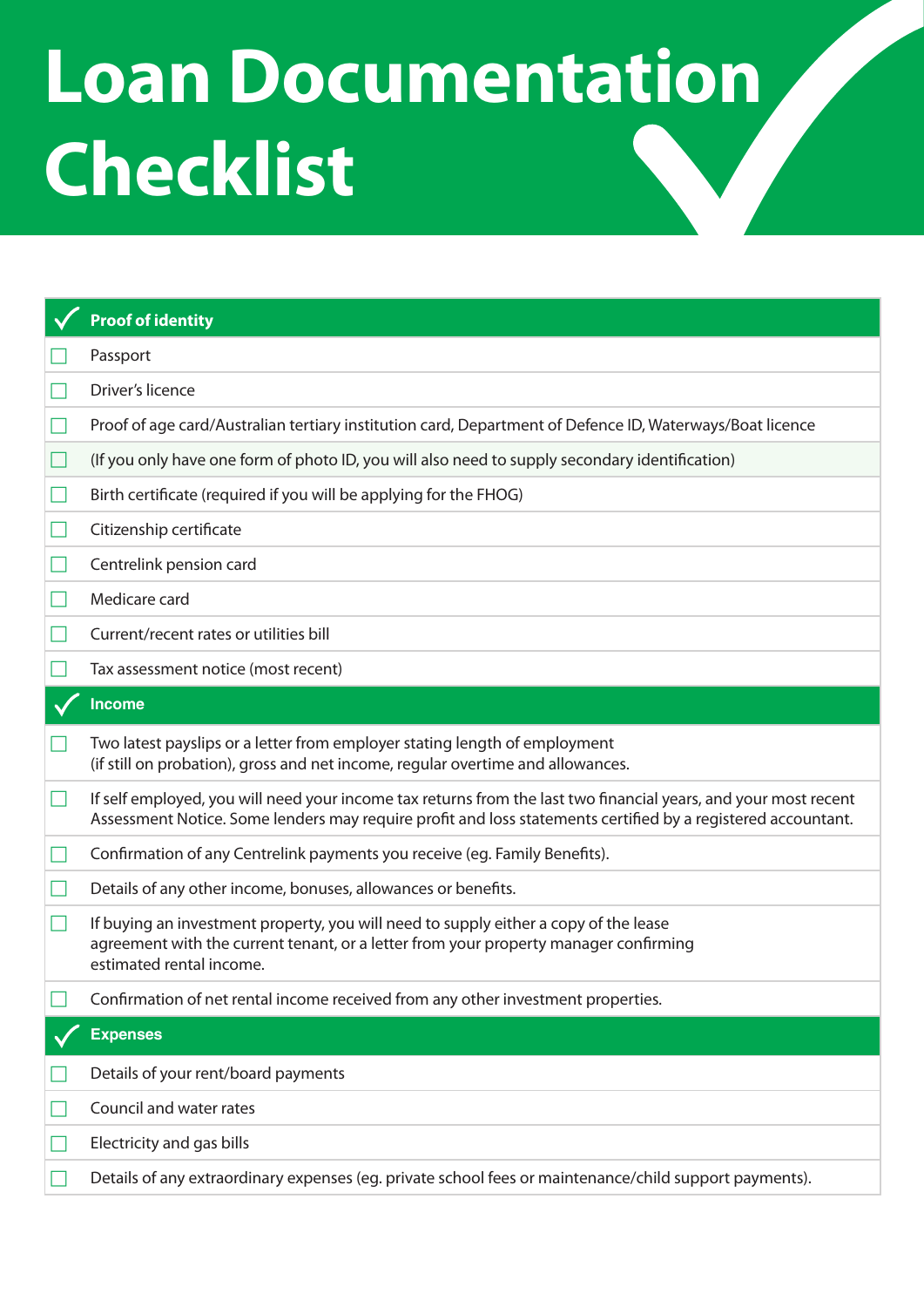# Loan Documentation Checklist

## Proof of identity

- [ ] Passport
- [ ] Driver's licence
- [ ] Proof of age card/Australian tertiary institution card, Department of Defence ID, Waterways/Boat licence
- [ ] (If you only have one form of photo ID, you will also need to supply secondary identification)
- [ ] Birth certificate (required if you will be applying for the FHOG)
- [ ] Citizenship certificate
- [ ] Centrelink pension card
- [ ] Medicare card
- [ ] Current/recent rates or utilities bill
- [ ] Tax assessment notice (most recent)

## Income

- [ ] Two latest payslips or a letter from employer stating length of employment (if still on probation), gross and net income, regular overtime and allowances.
- [ ] If self employed, you will need your income tax returns from the last two financial years, and your most recent Assessment Notice. Some lenders may require profit and loss statements certified by a registered accountant.
- [ ] Confirmation of any Centrelink payments you receive (eg. Family Benefits).
- [ ] Details of any other income, bonuses, allowances or benefits.
- [ ] If buying an investment property, you will need to supply either a copy of the lease agreement with the current tenant, or a letter from your property manager confirming estimated rental income.
- [ ] Confirmation of net rental income received from any other investment properties.

## Expenses

- [ ] Details of your rent/board payments
- [ ] Council and water rates
- [ ] Electricity and gas bills
- [ ] Details of any extraordinary expenses (eg. private school fees or maintenance/child support payments).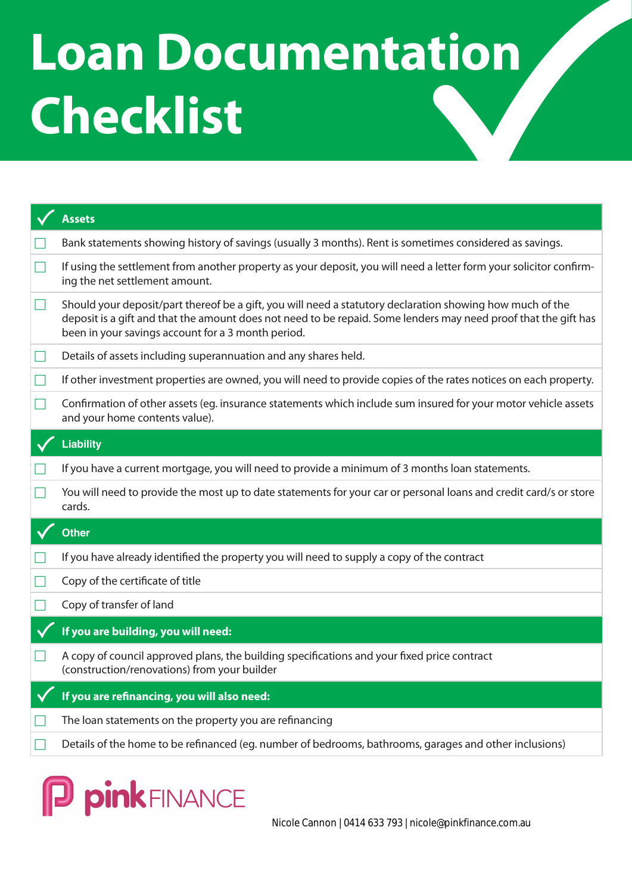# Loan Documentation Checklist

## Assets

- [ ] Bank statements showing history of savings (usually 3 months). Rent is sometimes considered as savings.
- [ ] If using the settlement from another property as your deposit, you will need a letter form your solicitor confirming the net settlement amount.
- [ ] Should your deposit/part thereof be a gift, you will need a statutory declaration showing how much of the deposit is a gift and that the amount does not need to be repaid. Some lenders may need proof that the gift has been in your savings account for a 3 month period.
- [ ] Details of assets including superannuation and any shares held.
- [ ] If other investment properties are owned, you will need to provide copies of the rates notices on each property.
- [ ] Confirmation of other assets (eg. insurance statements which include sum insured for your motor vehicle assets and your home contents value).

## Liability

- [ ] If you have a current mortgage, you will need to provide a minimum of 3 months loan statements.
- [ ] You will need to provide the most up to date statements for your car or personal loans and credit card/s or store cards.

## Other

- [ ] If you have already identified the property you will need to supply a copy of the contract
- [ ] Copy of the certificate of title
- [ ] Copy of transfer of land

## If you are building, you will need:

- [ ] A copy of council approved plans, the building specifications and your fixed price contract (construction/renovations) from your builder

## If you are refinancing, you will also need:

- [ ] The loan statements on the property you are refinancing
- [ ] Details of the home to be refinanced (eg. number of bedrooms, bathrooms, garages and other inclusions)

pink FINANCE

Nicole Cannon | 0414 633 793 | nicole@pinkfinance.com.au